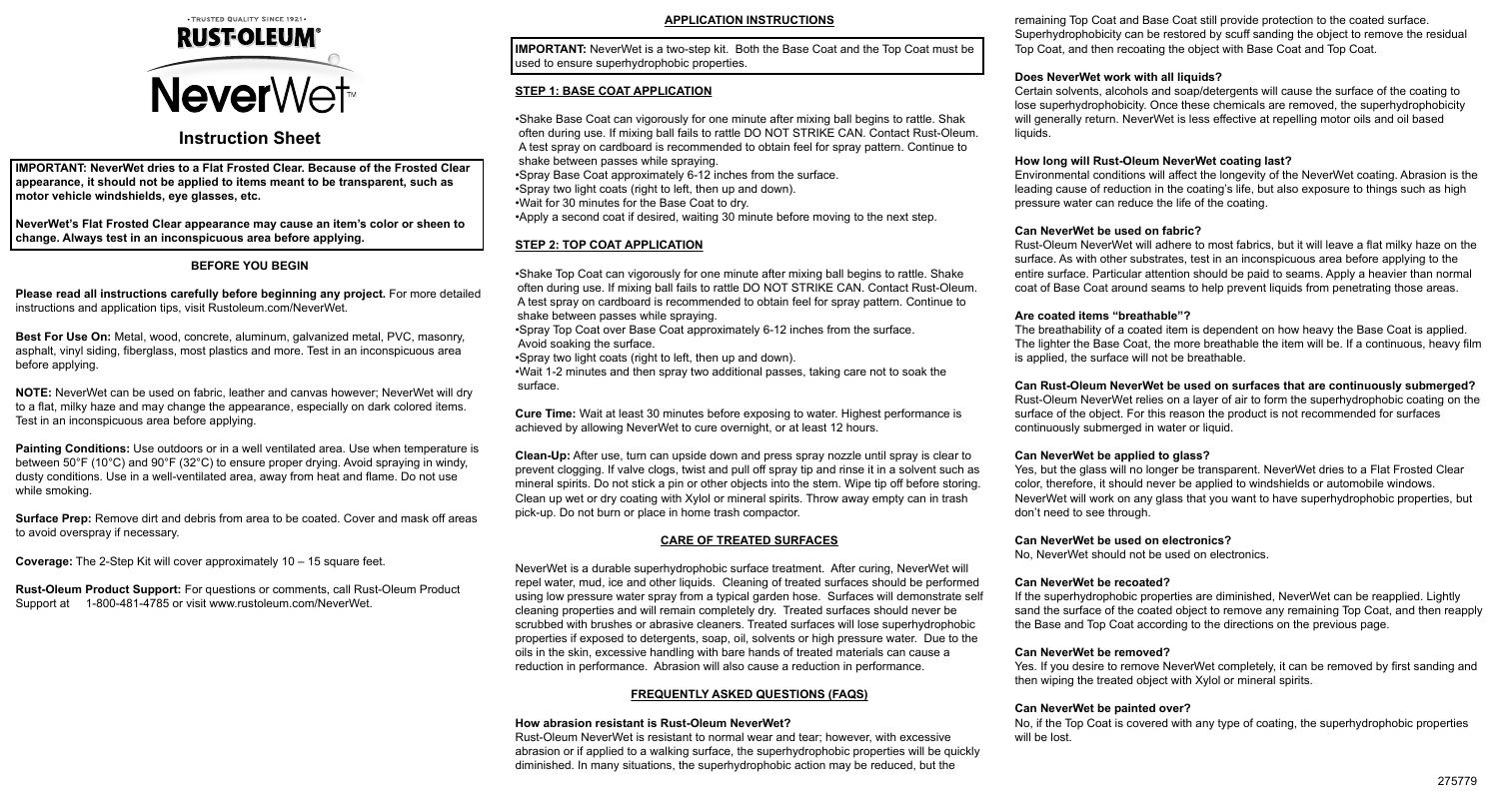•TRUSTED QUALITY SINCE 1921•

# RUST-OLEUM®

# NeverWet™

## Instruction Sheet

**IMPORTANT: NeverWet dries to a Flat Frosted Clear. Because of the Frosted Clear appearance, it should not be applied to items meant to be transparent, such as motor vehicle windshields, eye glasses, etc.**

**NeverWet's Flat Frosted Clear appearance may cause an item's color or sheen to change. Always test in an inconspicuous area before applying.**

### BEFORE YOU BEGIN

**Please read all instructions carefully before beginning any project.** For more detailed instructions and application tips, visit Rustoleum.com/NeverWet.

**Best For Use On:** Metal, wood, concrete, aluminum, galvanized metal, PVC, masonry, asphalt, vinyl siding, fiberglass, most plastics and more. Test in an inconspicuous area before applying.

**NOTE:** NeverWet can be used on fabric, leather and canvas however; NeverWet will dry to a flat, milky haze and may change the appearance, especially on dark colored items. Test in an inconspicuous area before applying.

**Painting Conditions:** Use outdoors or in a well ventilated area. Use when temperature is between 50°F (10°C) and 90°F (32°C) to ensure proper drying. Avoid spraying in windy, dusty conditions. Use in a well-ventilated area, away from heat and flame. Do not use while smoking.

**Surface Prep:** Remove dirt and debris from area to be coated. Cover and mask off areas to avoid overspray if necessary.

**Coverage:** The 2-Step Kit will cover approximately 10 – 15 square feet.

**Rust-Oleum Product Support:** For questions or comments, call Rust-Oleum Product Support at 1-800-481-4785 or visit www.rustoleum.com/NeverWet.

### APPLICATION INSTRUCTIONS

**IMPORTANT:** NeverWet is a two-step kit. Both the Base Coat and the Top Coat must be used to ensure superhydrophobic properties.

#### STEP 1: BASE COAT APPLICATION

- Shake Base Coat can vigorously for one minute after mixing ball begins to rattle. Shak often during use. If mixing ball fails to rattle DO NOT STRIKE CAN. Contact Rust-Oleum. A test spray on cardboard is recommended to obtain feel for spray pattern. Continue to shake between passes while spraying.
- Spray Base Coat approximately 6-12 inches from the surface.
- Spray two light coats (right to left, then up and down).
- Wait for 30 minutes for the Base Coat to dry.
- Apply a second coat if desired, waiting 30 minute before moving to the next step.

#### STEP 2: TOP COAT APPLICATION

- Shake Top Coat can vigorously for one minute after mixing ball begins to rattle. Shake often during use. If mixing ball fails to rattle DO NOT STRIKE CAN. Contact Rust-Oleum. A test spray on cardboard is recommended to obtain feel for spray pattern. Continue to shake between passes while spraying.
- Spray Top Coat over Base Coat approximately 6-12 inches from the surface. Avoid soaking the surface.
- Spray two light coats (right to left, then up and down).
- Wait 1-2 minutes and then spray two additional passes, taking care not to soak the surface.

**Cure Time:** Wait at least 30 minutes before exposing to water. Highest performance is achieved by allowing NeverWet to cure overnight, or at least 12 hours.

**Clean-Up:** After use, turn can upside down and press spray nozzle until spray is clear to prevent clogging. If valve clogs, twist and pull off spray tip and rinse it in a solvent such as mineral spirits. Do not stick a pin or other objects into the stem. Wipe tip off before storing. Clean up wet or dry coating with Xylol or mineral spirits. Throw away empty can in trash pick-up. Do not burn or place in home trash compactor.

### CARE OF TREATED SURFACES

NeverWet is a durable superhydrophobic surface treatment. After curing, NeverWet will repel water, mud, ice and other liquids. Cleaning of treated surfaces should be performed using low pressure water spray from a typical garden hose. Surfaces will demonstrate self cleaning properties and will remain completely dry. Treated surfaces should never be scrubbed with brushes or abrasive cleaners. Treated surfaces will lose superhydrophobic properties if exposed to detergents, soap, oil, solvents or high pressure water. Due to the oils in the skin, excessive handling with bare hands of treated materials can cause a reduction in performance. Abrasion will also cause a reduction in performance.

### FREQUENTLY ASKED QUESTIONS (FAQS)

**How abrasion resistant is Rust-Oleum NeverWet?**

Rust-Oleum NeverWet is resistant to normal wear and tear; however, with excessive abrasion or if applied to a walking surface, the superhydrophobic properties will be quickly diminished. In many situations, the superhydrophobic action may be reduced, but the remaining Top Coat and Base Coat still provide protection to the coated surface. Superhydrophobicity can be restored by scuff sanding the object to remove the residual Top Coat, and then recoating the object with Base Coat and Top Coat.

**Does NeverWet work with all liquids?**

Certain solvents, alcohols and soap/detergents will cause the surface of the coating to lose superhydrophobicity. Once these chemicals are removed, the superhydrophobicity will generally return. NeverWet is less effective at repelling motor oils and oil based liquids.

**How long will Rust-Oleum NeverWet coating last?**

Environmental conditions will affect the longevity of the NeverWet coating. Abrasion is the leading cause of reduction in the coating's life, but also exposure to things such as high pressure water can reduce the life of the coating.

**Can NeverWet be used on fabric?**

Rust-Oleum NeverWet will adhere to most fabrics, but it will leave a flat milky haze on the surface. As with other substrates, test in an inconspicuous area before applying to the entire surface. Particular attention should be paid to seams. Apply a heavier than normal coat of Base Coat around seams to help prevent liquids from penetrating those areas.

**Are coated items "breathable"?**

The breathability of a coated item is dependent on how heavy the Base Coat is applied. The lighter the Base Coat, the more breathable the item will be. If a continuous, heavy film is applied, the surface will not be breathable.

**Can Rust-Oleum NeverWet be used on surfaces that are continuously submerged?**

Rust-Oleum NeverWet relies on a layer of air to form the superhydrophobic coating on the surface of the object. For this reason the product is not recommended for surfaces continuously submerged in water or liquid.

**Can NeverWet be applied to glass?**

Yes, but the glass will no longer be transparent. NeverWet dries to a Flat Frosted Clear color, therefore, it should never be applied to windshields or automobile windows. NeverWet will work on any glass that you want to have superhydrophobic properties, but don't need to see through.

**Can NeverWet be used on electronics?**

No, NeverWet should not be used on electronics.

**Can NeverWet be recoated?**

If the superhydrophobic properties are diminished, NeverWet can be reapplied. Lightly sand the surface of the coated object to remove any remaining Top Coat, and then reapply the Base and Top Coat according to the directions on the previous page.

**Can NeverWet be removed?**

Yes. If you desire to remove NeverWet completely, it can be removed by first sanding and then wiping the treated object with Xylol or mineral spirits.

**Can NeverWet be painted over?**

No, if the Top Coat is covered with any type of coating, the superhydrophobic properties will be lost.

275779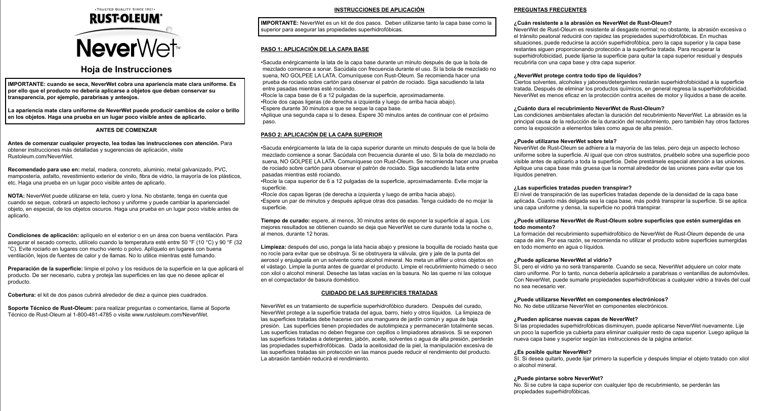• TRUSTED QUALITY SINCE 1921 •

**RUST-OLEUM®**

**Never**Wet™

# Hoja de Instrucciones

**IMPORTANTE: cuando se seca, NeverWet cobra una apariencia mate clara uniforme. Es por ello que el producto no debería aplicarse a objetos que deban conservar su transparencia, por ejemplo, parabrisas y anteojos.**

**La apariencia mate clara uniforme de NeverWet puede producir cambios de color o brillo en los objetos. Haga una prueba en un lugar poco visible antes de aplicarlo.**

## ANTES DE COMENZAR

**Antes de comenzar cualquier proyecto, lea todas las instrucciones con atención.** Para obtener instrucciones más detalladas y sugerencias de aplicación, visite Rustoleum.com/NeverWet.

**Recomendado para uso en:** metal, madera, concreto, aluminio, metal galvanizado, PVC, mampostería, asfalto, revestimiento exterior de vinilo, fibra de vidrio, la mayoría de los plásticos, etc. Haga una prueba en un lugar poco visible antes de aplicarlo.

**NOTA:** NeverWet puede utilizarse en tela, cuero y lona. No obstante, tenga en cuenta que cuando se seque, cobrará un aspecto lechoso y uniforme y puede cambiar la aparienciadel objeto, en especial, de los objetos oscuros. Haga una prueba en un lugar poco visible antes de aplicarlo.

**Condiciones de aplicación:** aplíquelo en el exterior o en un área con buena ventilación. Para asegurar el secado correcto, utilícelo cuando la temperatura esté entre 50 °F (10 °C) y 90 °F (32 °C). Evite rociarlo en lugares con mucho viento o polvo. Aplíquelo en lugares con buena ventilación, lejos de fuentes de calor y de llamas. No lo utilice mientras esté fumando.

**Preparación de la superficie:** limpie el polvo y los residuos de la superficie en la que aplicará el producto. De ser necesario, cubra y proteja las superficies en las que no desee aplicar el producto.

**Cobertura:** el kit de dos pasos cubrirá alrededor de diez a quince pies cuadrados.

**Soporte Técnico de Rust-Oleum:** para realizar preguntas o comentarios, llame al Soporte Técnico de Rust-Oleum al 1-800-481-4785 o visite www.rustoleum.com/NeverWet.

## INSTRUCCIONES DE APLICACIÓN

**IMPORTANTE:** NeverWet es un kit de dos pasos. Deben utilizarse tanto la capa base como la superior para asegurar las propiedades superhidrofóbicas.

### PASO 1: APLICACIÓN DE LA CAPA BASE

- Sacuda enérgicamente la lata de la capa base durante un minuto después de que la bola de mezclado comience a sonar. Sacúdala con frecuencia durante el uso. Si la bola de mezclado no suena, NO GOLPEE LA LATA. Comuníquese con Rust-Oleum. Se recomienda hacer una prueba de rociado sobre cartón para observar el patrón de rociado. Siga sacudiendo la lata entre pasadas mientras esté rociando.
- Rocíe la capa base de 6 a 12 pulgadas de la superficie, aproximadamente.
- Rocíe dos capas ligeras (de derecha a izquierda y luego de arriba hacia abajo).
- Espere durante 30 minutos a que se seque la capa base.
- Aplique una segunda capa si lo desea. Espere 30 minutos antes de continuar con el próximo paso.

### PASO 2: APLICACIÓN DE LA CAPA SUPERIOR

- Sacuda enérgicamente la lata de la capa superior durante un minuto después de que la bola de mezclado comience a sonar. Sacúdala con frecuencia durante el uso. Si la bola de mezclado no suena, NO GOLPEE LA LATA. Comuníquese con Rust-Oleum. Se recomienda hacer una prueba de rociado sobre cartón para observar el patrón de rociado. Siga sacudiendo la lata entre pasadas mientras esté rociando.
- Rocíe la capa superior de 6 a 12 pulgadas de la superficie, aproximadamente. Evite mojar la superficie.
- Rocíe dos capas ligeras (de derecha a izquierda y luego de arriba hacia abajo).
- Espere un par de minutos y después aplique otras dos pasadas. Tenga cuidado de no mojar la superficie.

**Tiempo de curado:** espere, al menos, 30 minutos antes de exponer la superficie al agua. Los mejores resultados se obtienen cuando se deja que NeverWet se cure durante toda la noche o, al menos, durante 12 horas.

**Limpieza:** después del uso, ponga la lata hacia abajo y presione la boquilla de rociado hasta que no rocíe para evitar que se obstruya. Si se obstruyera la válvula, gire y jale de la punta del aerosol y enjuáguela en un solvente como alcohol mineral. No meta un alfiler u otros objetos en el vástago. Limpie la punta antes de guardar el producto. Limpie el recubrimiento húmedo o seco con xilol o alcohol mineral. Deseche las latas vacías en la basura. No las queme ni las coloque en el compactador de basura doméstico.

## CUIDADO DE LAS SUPERFICIES TRATADAS

NeverWet es un tratamiento de superficie superhidrofóbico duradero. Después del curado, NeverWet protege a la superficie tratada del agua, barro, hielo y otros líquidos. La limpieza de las superficies tratadas debe hacerse con una manguera de jardín común y agua de baja presión. Las superficies tienen propiedades de autolimpieza y permanecerán totalmente secas. Las superficies tratadas no deben fregarse con cepillos o limpiadores abrasivos. Si se exponen las superficies tratadas a detergentes, jabón, aceite, solventes o agua de alta presión, perderán las propiedades superhidrofóbicas. Dada la aceitosidad de la piel, la manipulación excesiva de las superficies tratadas sin protección en las manos puede reducir el rendimiento del producto. La abrasión también reducirá el rendimiento.

## PREGUNTAS FRECUENTES

**¿Cuán resistente a la abrasión es NeverWet de Rust-Oleum?**
NeverWet de Rust-Oleum es resistente al desgaste normal; no obstante, la abrasión excesiva o el tránsito peatonal reducirá con rapidez las propiedades superhidrofóbicas. En muchas situaciones, puede reducirse la acción superhidrofóbica, pero la capa superior y la capa base restantes siguen proporcionando protección a la superficie tratada. Para recuperar la superhidrofobicidad, puede lijarse la superficie para quitar la capa superior residual y después recubrirla con una capa base y otra capa superior.

**¿NeverWet protege contra todo tipo de líquidos?**
Ciertos solventes, alcoholes y jabones/detergentes restarán superhidrofobicidad a la superficie tratada. Después de eliminar los productos químicos, en general regresa la superhidrofobicidad. NeverWet es menos eficaz en la protección contra aceites de motor y líquidos a base de aceite.

**¿Cuánto dura el recubrimiento NeverWet de Rust-Oleum?**
Las condiciones ambientales afectan la duración del recubrimiento NeverWet. La abrasión es la principal causa de la reducción de la duración del recubrimiento, pero también hay otros factores como la exposición a elementos tales como agua de alta presión.

**¿Puede utilizarse NeverWet sobre tela?**
NeverWet de Rust-Oleum se adhiere a la mayoría de las telas, pero deja un aspecto lechoso uniforme sobre la superficie. Al igual que con otros sustratos, pruébelo sobre una superficie poco visible antes de aplicarlo a toda la superficie. Debe prestársele especial atención a las uniones. Aplique una capa base más gruesa que la normal alrededor de las uniones para evitar que los líquidos penetren.

**¿Las superficies tratadas pueden transpirar?**
El nivel de transpiración de las superficies tratadas depende de la densidad de la capa base aplicada. Cuanto más delgada sea la capa base, más podrá transpirar la superficie. Si se aplica una capa uniforme y densa, la superficie no podrá transpirar.

**¿Puede utilizarse NeverWet de Rust-Oleum sobre superficies que estén sumergidas en todo momento?**
La formación del recubrimiento superhidrofóbico de NeverWet de Rust-Oleum depende de una capa de aire. Por esa razón, se recomienda no utilizar el producto sobre superficies sumergidas en todo momento en agua o líquidos.

**¿Puede aplicarse NeverWet al vidrio?**
Sí, pero el vidrio ya no será transparente. Cuando se seca, NeverWet adquiere un color mate claro uniforme. Por lo tanto, nunca debería aplicárselo a parabrisas o ventanillas de automóviles. Con NeverWet, puede sumarle propiedades superhidrofóbicas a cualquier vidrio a través del cual no sea necesario ver.

**¿Puede utilizarse NeverWet en componentes electrónicos?**
No. No debe utilizarse NeverWet en componentes electrónicos.

**¿Pueden aplicarse nuevas capas de NeverWet?**
Si las propiedades superhidrofóbicas disminuyen, puede aplicarse NeverWet nuevamente. Lije un poco la superficie ya cubierta para eliminar cualquier resto de capa superior. Luego aplique la nueva capa base y superior según las instrucciones de la página anterior.

**¿Es posible quitar NeverWet?**
Sí. Si desea quitarlo, puede lijar primero la superficie y después limpiar el objeto tratado con xilol o alcohol mineral.

**¿Puede pintarse sobre NeverWet?**
No. Si se cubre la capa superior con cualquier tipo de recubrimiento, se perderán las propiedades superhidrofóbicas.